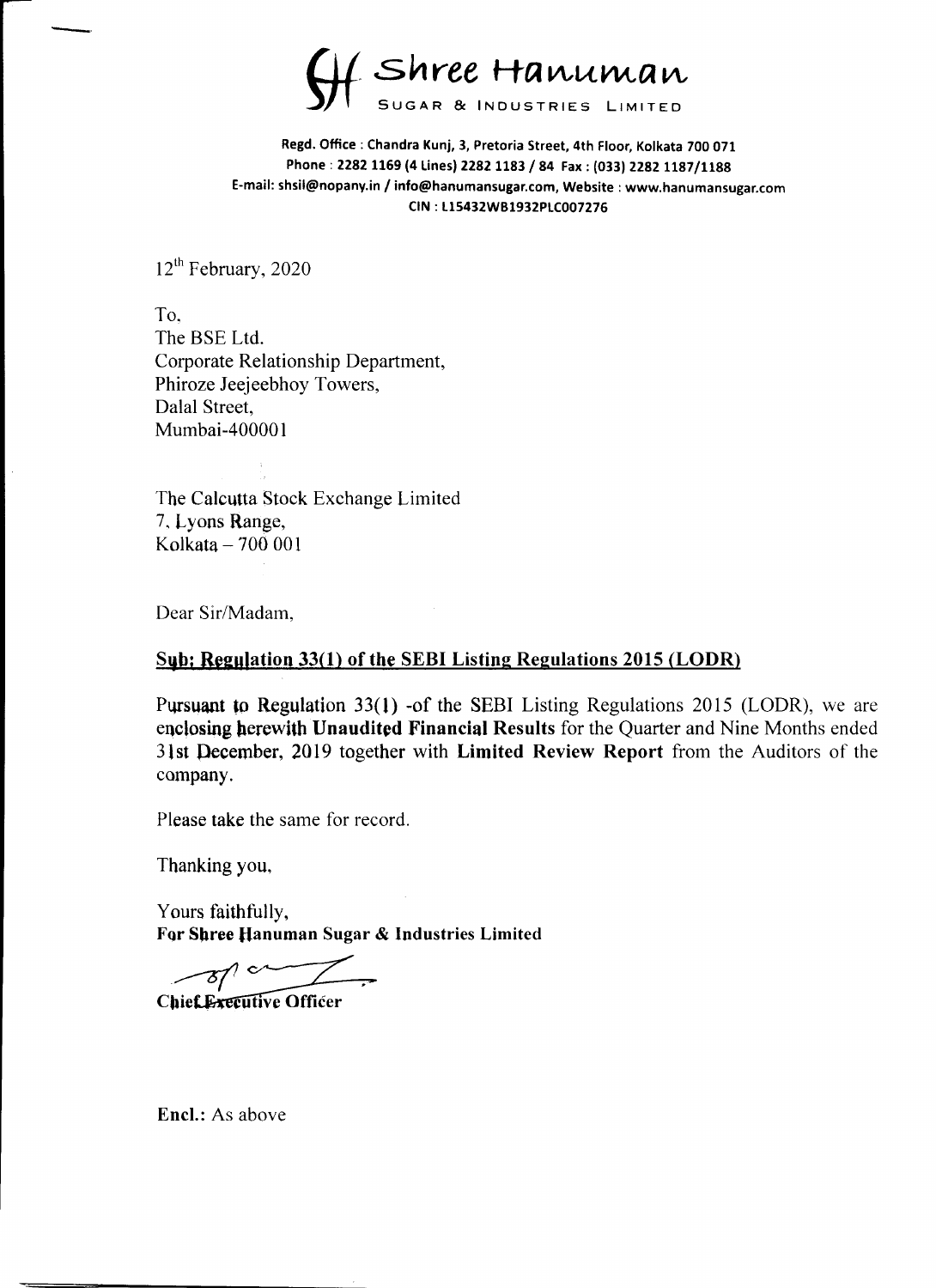# Shree Hanuman

SUGAR & INDUSTRIES LIMITED

Regd. Office : Chandra Kunj, 3, Pretoria Street, 4th Floor, Kolkata 700 071
Phone : 2282 1169 (4 Lines) 2282 1183 / 84 Fax : (033) 2282 1187/1188
E-mail: shsil@nopany.in / info@hanumansugar.com, Website : www.hanumansugar.com
CIN : L15432WB1932PLC007276

12th February, 2020

To,
The BSE Ltd.
Corporate Relationship Department,
Phiroze Jeejeebhoy Towers,
Dalal Street,
Mumbai-400001

The Calcutta Stock Exchange Limited
7, Lyons Range,
Kolkata – 700 001

Dear Sir/Madam,

**Sub: Regulation 33(1) of the SEBI Listing Regulations 2015 (LODR)**

Pursuant to Regulation 33(1) -of the SEBI Listing Regulations 2015 (LODR), we are enclosing herewith **Unaudited Financial Results** for the Quarter and Nine Months ended 31st December, 2019 together with **Limited Review Report** from the Auditors of the company.

Please take the same for record.

Thanking you,

Yours faithfully,
**For Shree Hanuman Sugar & Industries Limited**

**Chief Executive Officer**

**Encl.:** As above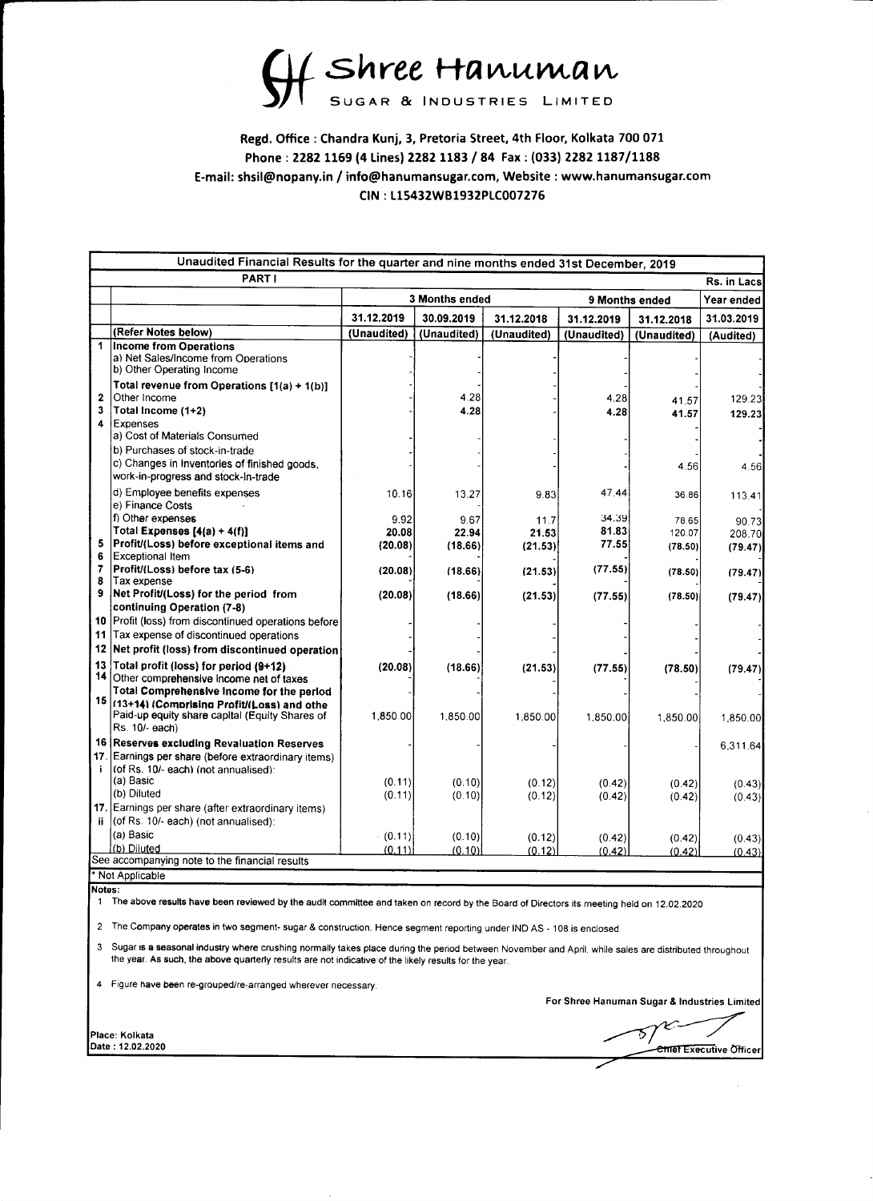# Shree Hanuman

SUGAR & INDUSTRIES LIMITED

**Regd. Office : Chandra Kunj, 3, Pretoria Street, 4th Floor, Kolkata 700 071**
**Phone : 2282 1169 (4 Lines) 2282 1183 / 84 Fax : (033) 2282 1187/1188**
**E-mail: shsil@nopany.in / info@hanumansugar.com, Website : www.hanumansugar.com**
**CIN : L15432WB1932PLC007276**

| | Unaudited Financial Results for the quarter and nine months ended 31st December, 2019 | | | | | | |
|---|---|---|---|---|---|---|---|
| | **PART I** | | | | | | Rs. in Lacs |
| | | 3 Months ended | | | 9 Months ended | | Year ended |
| | | 31.12.2019 | 30.09.2019 | 31.12.2018 | 31.12.2019 | 31.12.2018 | 31.03.2019 |
| | **(Refer Notes below)** | (Unaudited) | (Unaudited) | (Unaudited) | (Unaudited) | (Unaudited) | (Audited) |
| 1 | **Income from Operations** | | | | | | |
| | a) Net Sales/Income from Operations | - | - | - | - | - | - |
| | b) Other Operating Income | - | - | - | - | - | - |
| | **Total revenue from Operations [1(a) + 1(b)]** | - | - | - | - | - | - |
| 2 | Other Income | - | 4.28 | - | 4.28 | 41.57 | 129.23 |
| 3 | Total Income (1+2) | - | **4.28** | | **4.28** | **41.57** | **129.23** |
| 4 | Expenses | | | | | | |
| | a) Cost of Materials Consumed | - | - | - | - | - | - |
| | b) Purchases of stock-in-trade | - | - | - | - | - | - |
| | c) Changes in Inventories of finished goods, work-in-progress and stock-in-trade | - | - | - | - | 4.56 | 4.56 |
| | d) Employee benefits expenses | 10.16 | 13.27 | 9.83 | 47.44 | 36.86 | 113.41 |
| | e) Finance Costs | - | - | - | - | - | - |
| | f) Other expenses | 9.92 | 9.67 | 11.7 | 34.39 | 78.65 | 90.73 |
| | **Total Expenses [4(a) + 4(f)]** | 20.08 | 22.94 | 21.53 | 81.83 | 120.07 | 208.70 |
| 5 | **Profit/(Loss) before exceptional items and** | **(20.08)** | **(18.66)** | **(21.53)** | **77.55** | **(78.50)** | **(79.47)** |
| 6 | Exceptional Item | - | - | - | - | - | - |
| 7 | **Profit/(Loss) before tax (5-6)** | **(20.08)** | **(18.66)** | **(21.53)** | **(77.55)** | **(78.50)** | **(79.47)** |
| 8 | Tax expense | - | - | - | - | - | - |
| 9 | **Net Profit/(Loss) for the period from continuing Operation (7-8)** | **(20.08)** | **(18.66)** | **(21.53)** | **(77.55)** | **(78.50)** | **(79.47)** |
| 10 | Profit (loss) from discontinued operations before | - | - | - | - | - | - |
| 11 | Tax expense of discontinued operations | - | - | - | - | - | - |
| 12 | **Net profit (loss) from discontinued operation** | - | - | - | - | - | - |
| 13 | **Total profit (loss) for period (9+12)** | **(20.08)** | **(18.66)** | **(21.53)** | **(77.55)** | **(78.50)** | **(79.47)** |
| 14 | Other comprehensive income net of taxes | - | - | - | - | - | - |
| 15 | **Total Comprehensive Income for the period (13+14) (Comprising Profit/(Loss) and othe** | - | - | - | - | - | - |
| | Paid-up equity share capital (Equity Shares of Rs. 10/- each) | 1,850.00 | 1,850.00 | 1,850.00 | 1,850.00 | 1,850.00 | 1,850.00 |
| 16 | **Reserves excluding Revaluation Reserves** | - | - | - | - | - | 6,311.64 |
| 17. i | Earnings per share (before extraordinary items) (of Rs. 10/- each) (not annualised): | | | | | | |
| | (a) Basic | (0.11) | (0.10) | (0.12) | (0.42) | (0.42) | (0.43) |
| | (b) Diluted | (0.11) | (0.10) | (0.12) | (0.42) | (0.42) | (0.43) |
| 17. ii | Earnings per share (after extraordinary items) (of Rs. 10/- each) (not annualised): | | | | | | |
| | (a) Basic | (0.11) | (0.10) | (0.12) | (0.42) | (0.42) | (0.43) |
| | (b) Diluted | (0.11) | (0.10) | (0.12) | (0.42) | (0.42) | (0.43) |

See accompanying note to the financial results

* Not Applicable

**Notes:**

1. The above results have been reviewed by the audit committee and taken on record by the Board of Directors its meeting held on 12.02.2020

2. The Company operates in two segment- sugar & construction. Hence segment reporting under IND AS - 108 is enclosed.

3. Sugar is a seasonal industry where crushing normally takes place during the period between November and April, while sales are distributed throughout the year. As such, the above quarterly results are not indicative of the likely results for the year.

4. Figure have been re-grouped/re-arranged wherever necessary.

For Shree Hanuman Sugar & Industries Limited

Chief Executive Officer

Place: Kolkata
Date : 12.02.2020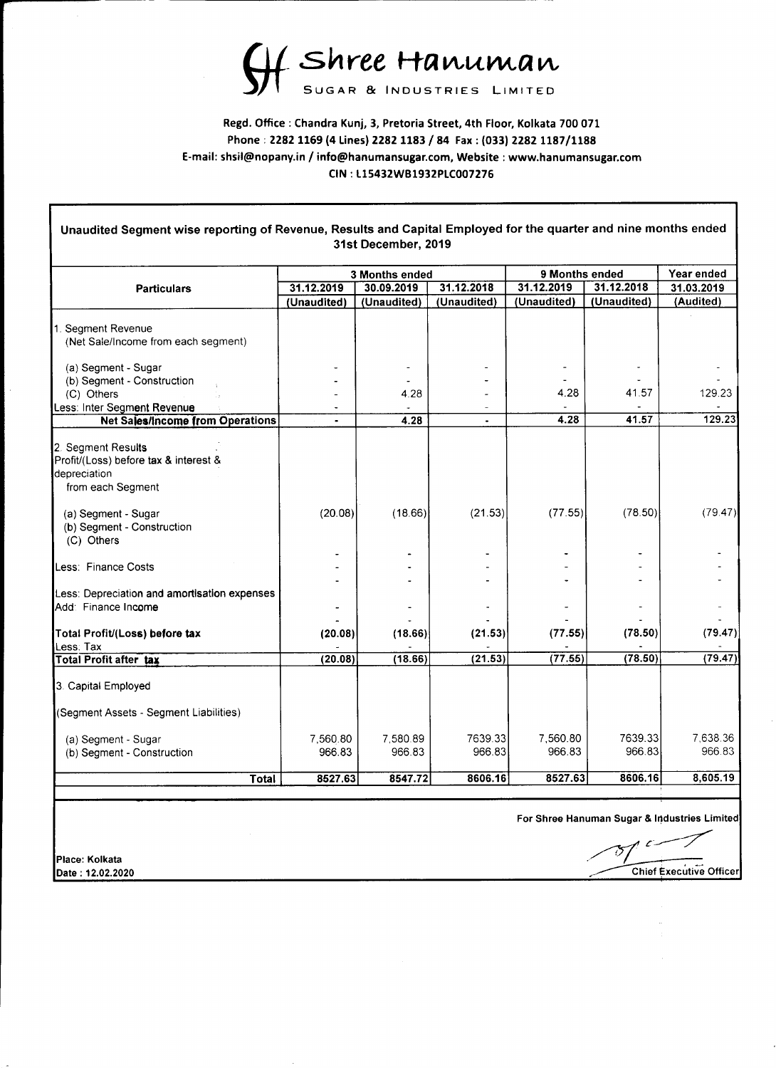# Shree Hanuman
SUGAR & INDUSTRIES LIMITED

**Regd. Office : Chandra Kunj, 3, Pretoria Street, 4th Floor, Kolkata 700 071**
**Phone : 2282 1169 (4 Lines) 2282 1183 / 84 Fax : (033) 2282 1187/1188**
**E-mail: shsil@nopany.in / info@hanumansugar.com, Website : www.hanumansugar.com**
**CIN : L15432WB1932PLC007276**

## Unaudited Segment wise reporting of Revenue, Results and Capital Employed for the quarter and nine months ended 31st December, 2019

| Particulars | 3 Months ended | | | 9 Months ended | | Year ended |
|---|---|---|---|---|---|---|
| | 31.12.2019 | 30.09.2019 | 31.12.2018 | 31.12.2019 | 31.12.2018 | 31.03.2019 |
| | (Unaudited) | (Unaudited) | (Unaudited) | (Unaudited) | (Unaudited) | (Audited) |
| 1. Segment Revenue (Net Sale/Income from each segment) | | | | | | |
| (a) Segment - Sugar | - | - | - | - | - | - |
| (b) Segment - Construction | - | - | - | - | - | - |
| (C) Others | - | 4.28 | - | 4.28 | 41.57 | 129.23 |
| Less: Inter Segment Revenue | - | - | - | - | - | - |
| **Net Sales/Income from Operations** | - | 4.28 | - | 4.28 | 41.57 | 129.23 |
| 2. Segment Results Profit/(Loss) before tax & interest & depreciation from each Segment | | | | | | |
| (a) Segment - Sugar | (20.08) | (18.66) | (21.53) | (77.55) | (78.50) | (79.47) |
| (b) Segment - Construction | | | | | | |
| (C) Others | - | - | - | - | - | - |
| Less: Finance Costs | - | - | - | - | - | - |
| | - | - | - | - | - | - |
| Less: Depreciation and amortisation expenses | | | | | | |
| Add: Finance Income | - | - | - | - | - | - |
| | - | - | - | - | - | - |
| **Total Profit/(Loss) before tax** | (20.08) | (18.66) | (21.53) | (77.55) | (78.50) | (79.47) |
| Less: Tax | - | - | - | - | - | - |
| **Total Profit after tax** | (20.08) | (18.66) | (21.53) | (77.55) | (78.50) | (79.47) |
| 3. Capital Employed | | | | | | |
| (Segment Assets - Segment Liabilities) | | | | | | |
| (a) Segment - Sugar | 7,560.80 | 7,580.89 | 7639.33 | 7,560.80 | 7639.33 | 7,638.36 |
| (b) Segment - Construction | 966.83 | 966.83 | 966.83 | 966.83 | 966.83 | 966.83 |
| **Total** | 8527.63 | 8547.72 | 8606.16 | 8527.63 | 8606.16 | 8,605.19 |

For Shree Hanuman Sugar & Industries Limited

Chief Executive Officer

Place: Kolkata
Date : 12.02.2020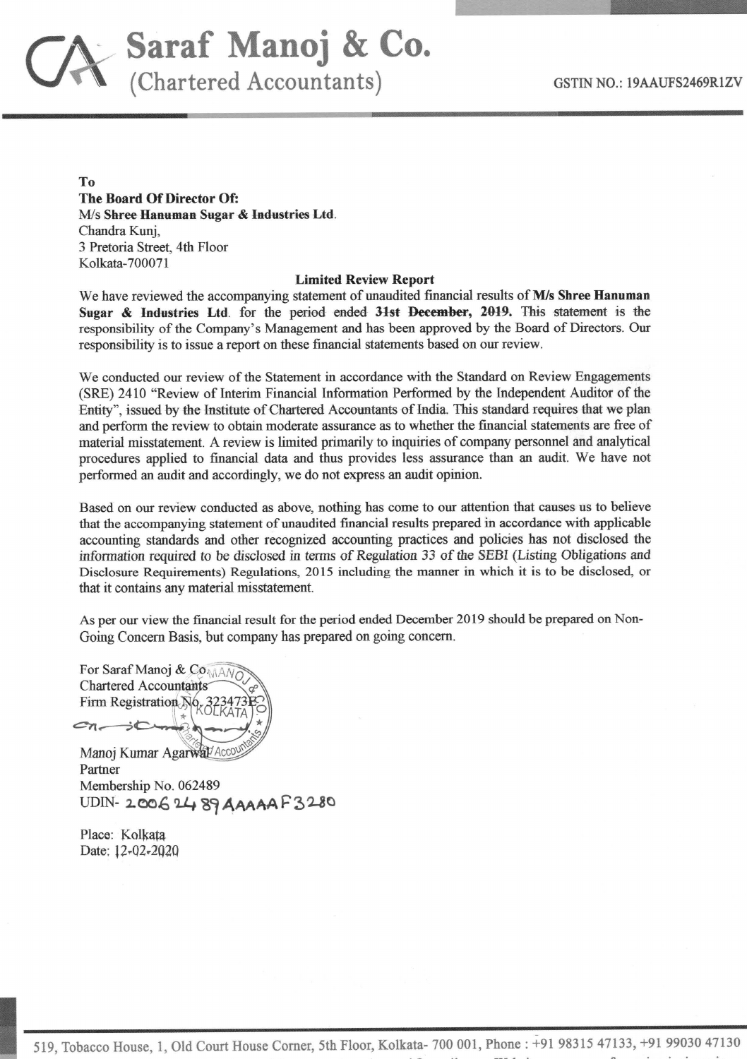# Saraf Manoj & Co.
(Chartered Accountants)

GSTIN NO.: 19AAUFS2469R1ZV

To
**The Board Of Director Of:**
M/s **Shree Hanuman Sugar & Industries Ltd**.
Chandra Kunj,
3 Pretoria Street, 4th Floor
Kolkata-700071

**Limited Review Report**

We have reviewed the accompanying statement of unaudited financial results of **M/s Shree Hanuman Sugar & Industries Ltd**. for the period ended **31st December, 2019.** This statement is the responsibility of the Company's Management and has been approved by the Board of Directors. Our responsibility is to issue a report on these financial statements based on our review.

We conducted our review of the Statement in accordance with the Standard on Review Engagements (SRE) 2410 "Review of Interim Financial Information Performed by the Independent Auditor of the Entity", issued by the Institute of Chartered Accountants of India. This standard requires that we plan and perform the review to obtain moderate assurance as to whether the financial statements are free of material misstatement. A review is limited primarily to inquiries of company personnel and analytical procedures applied to financial data and thus provides less assurance than an audit. We have not performed an audit and accordingly, we do not express an audit opinion.

Based on our review conducted as above, nothing has come to our attention that causes us to believe that the accompanying statement of unaudited financial results prepared in accordance with applicable accounting standards and other recognized accounting practices and policies has not disclosed the information required to be disclosed in terms of Regulation 33 of the SEBI (Listing Obligations and Disclosure Requirements) Regulations, 2015 including the manner in which it is to be disclosed, or that it contains any material misstatement.

As per our view the financial result for the period ended December 2019 should be prepared on Non-Going Concern Basis, but company has prepared on going concern.

For Saraf Manoj & Co.
Chartered Accountants
Firm Registration No. 323473E

Manoj Kumar Agarwal
Partner
Membership No. 062489
UDIN- 20062489AAAAAF3280

Place: Kolkata
Date: 12-02-2020

519, Tobacco House, 1, Old Court House Corner, 5th Floor, Kolkata- 700 001, Phone : +91 98315 47133, +91 99030 47130